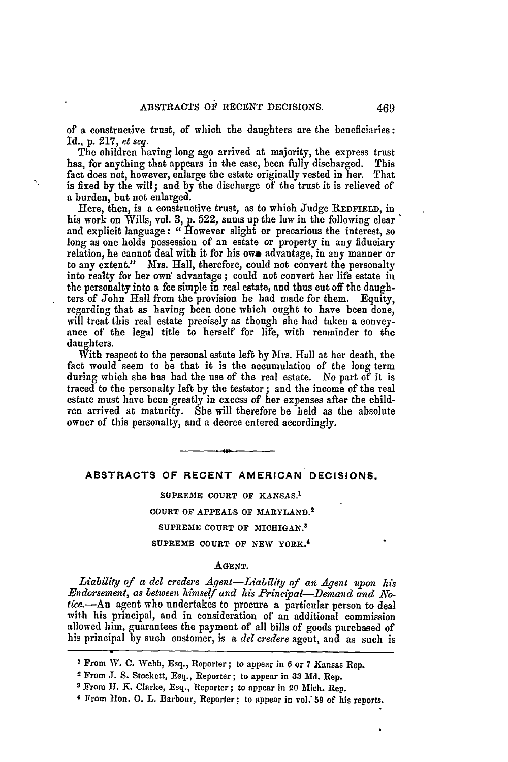of a constructive trust, of which the daughters are the beneficiaries: Id., p. 217, *et seq.*

The children having long ago arrived at majority, the express trust has, for anything that appears in the case, been fully discharged. This fact does not, however, enlarge the estate originally vested in her. That is fixed by the will; and by the discharge of the trust it is relieved of a burden, but not enlarged.

Here, then, is a constructive trust, as to which Judge REDFIELD, in his work on Wills, vol. 3, p. 522, sums up the law in the following clear and explicit language: "However slight or precarious the interest, so long as one holds possession of an estate or property in any fiduciary relation, he cannot deal with it for his own advantage, in any manner or to any extent." Mrs. Hall, therefore, could not convert the personalty into realty for her own advantage; could not convert her life estate in the personalty into a fee simple in real estate, and thus cut off the daughters of John Hall from the provision he had made for them. Equity, regarding that as having been done which ought to have been done, will treat this real estate precisely as though she had taken a conveyance of the legal title to herself for life, with remainder to the daughters.

With respect to the personal estate left by Mrs. Hall at her death, the fact would seem to be that it is the accumulation of the long term during which she has had the use of the real estate. No part of it is traced to the personalty left by the testator; and the income of the real estate must have been greatly in excess of her expenses after the children arrived at maturity. She will therefore be held as the absolute owner of this personalty, and a decree entered accordingly.

---

## ABSTRACTS OF RECENT AMERICAN DECISIONS.

SUPREME COURT OF KANSAS.[1]

COURT OF APPEALS OF MARYLAND.[2]

SUPREME COURT OF MICHIGAN.[3]

SUPREME COURT OF NEW YORK.[4]

### AGENT.

*Liability of a del credere Agent—Liability of an Agent upon his Endorsement, as between himself and his Principal—Demand and Notice.*—An agent who undertakes to procure a particular person to deal with his principal, and in consideration of an additional commission allowed him, guarantees the payment of all bills of goods purchased of his principal by such customer, is a *del credere* agent, and as such is

---

[1] From W. C. Webb, Esq., Reporter; to appear in 6 or 7 Kansas Rep.

[2] From J. S. Stockett, Esq., Reporter; to appear in 33 Md. Rep.

[3] From H. K. Clarke, Esq., Reporter; to appear in 20 Mich. Rep.

[4] From Hon. O. L. Barbour, Reporter; to appear in vol. 59 of his reports.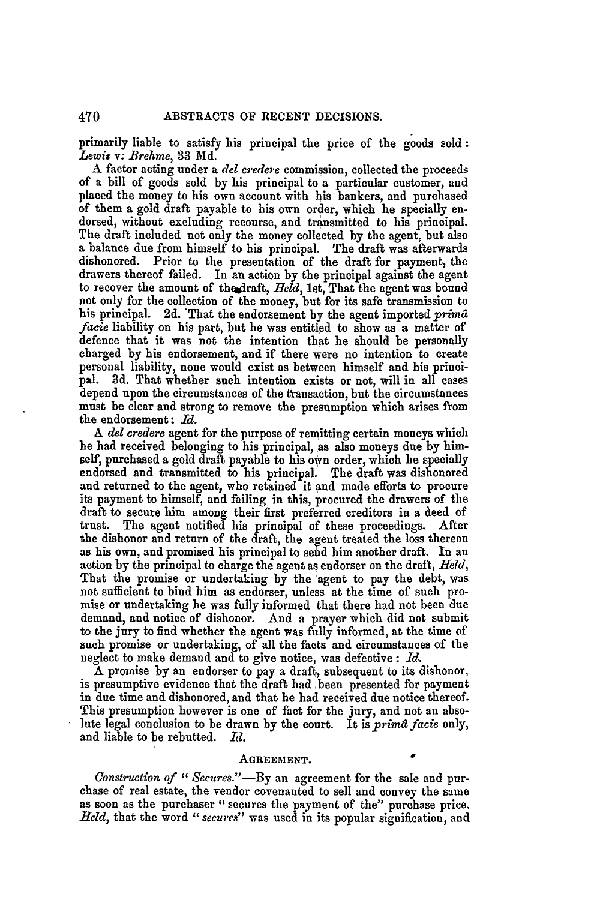primarily liable to satisfy his principal the price of the goods sold: *Lewis* v. *Brehme*, 33 Md.

A factor acting under a *del credere* commission, collected the proceeds of a bill of goods sold by his principal to a particular customer, and placed the money to his own account with his bankers, and purchased of them a gold draft payable to his own order, which he specially endorsed, without excluding recourse, and transmitted to his principal. The draft included not only the money collected by the agent, but also a balance due from himself to his principal. The draft was afterwards dishonored. Prior to the presentation of the draft for payment, the drawers thereof failed. In an action by the principal against the agent to recover the amount of the draft, *Held*, 1st, That the agent was bound not only for the collection of the money, but for its safe transmission to his principal. 2d. That the endorsement by the agent imported *primâ facie* liability on his part, but he was entitled to show as a matter of defence that it was not the intention that he should be personally charged by his endorsement, and if there were no intention to create personal liability, none would exist as between himself and his principal. 3d. That whether such intention exists or not, will in all cases depend upon the circumstances of the transaction, but the circumstances must be clear and strong to remove the presumption which arises from the endorsement: *Id.*

A *del credere* agent for the purpose of remitting certain moneys which he had received belonging to his principal, as also moneys due by himself, purchased a gold draft payable to his own order, which he specially endorsed and transmitted to his principal. The draft was dishonored and returned to the agent, who retained it and made efforts to procure its payment to himself, and failing in this, procured the drawers of the draft to secure him among their first preferred creditors in a deed of trust. The agent notified his principal of these proceedings. After the dishonor and return of the draft, the agent treated the loss thereon as his own, and promised his principal to send him another draft. In an action by the principal to charge the agent as endorser on the draft, *Held*, That the promise or undertaking by the agent to pay the debt, was not sufficient to bind him as endorser, unless at the time of such promise or undertaking he was fully informed that there had not been due demand, and notice of dishonor. And a prayer which did not submit to the jury to find whether the agent was fully informed, at the time of such promise or undertaking, of all the facts and circumstances of the neglect to make demand and to give notice, was defective: *Id.*

A promise by an endorser to pay a draft, subsequent to its dishonor, is presumptive evidence that the draft had been presented for payment in due time and dishonored, and that he had received due notice thereof. This presumption however is one of fact for the jury, and not an absolute legal conclusion to be drawn by the court. It is *primâ facie* only, and liable to be rebutted. *Id.*

### AGREEMENT.

*Construction of "Secures."*—By an agreement for the sale and purchase of real estate, the vendor covenanted to sell and convey the same as soon as the purchaser "secures the payment of the" purchase price. *Held*, that the word "*secures*" was used in its popular signification, and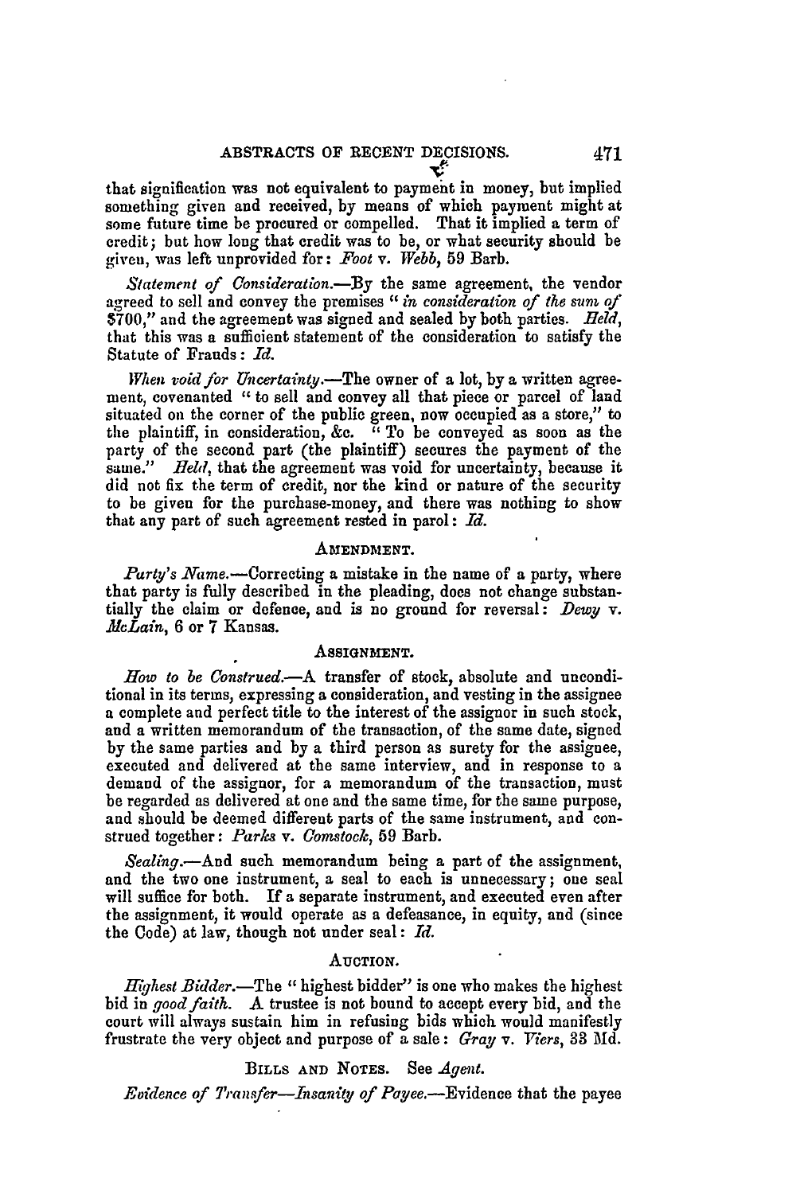that signification was not equivalent to payment in money, but implied something given and received, by means of which payment might at some future time be procured or compelled. That it implied a term of credit; but how long that credit was to be, or what security should be given, was left unprovided for: *Foot* v. *Webb*, 59 Barb.

*Statement of Consideration.*—By the same agreement, the vendor agreed to sell and convey the premises "*in consideration of the sum of* $700," and the agreement was signed and sealed by both parties. *Held*, that this was a sufficient statement of the consideration to satisfy the Statute of Frauds: *Id.*

*When void for Uncertainty.*—The owner of a lot, by a written agreement, covenanted "to sell and convey all that piece or parcel of land situated on the corner of the public green, now occupied as a store," to the plaintiff, in consideration, &c. "To be conveyed as soon as the party of the second part (the plaintiff) secures the payment of the same." *Held*, that the agreement was void for uncertainty, because it did not fix the term of credit, nor the kind or nature of the security to be given for the purchase-money, and there was nothing to show that any part of such agreement rested in parol: *Id.*

### AMENDMENT.

*Party's Name.*—Correcting a mistake in the name of a party, where that party is fully described in the pleading, does not change substantially the claim or defence, and is no ground for reversal: *Dewy* v. *McLain*, 6 or 7 Kansas.

### ASSIGNMENT.

*How to be Construed.*—A transfer of stock, absolute and unconditional in its terms, expressing a consideration, and vesting in the assignee a complete and perfect title to the interest of the assignor in such stock, and a written memorandum of the transaction, of the same date, signed by the same parties and by a third person as surety for the assignee, executed and delivered at the same interview, and in response to a demand of the assignor, for a memorandum of the transaction, must be regarded as delivered at one and the same time, for the same purpose, and should be deemed different parts of the same instrument, and construed together: *Parks* v. *Comstock*, 59 Barb.

*Sealing.*—And such memorandum being a part of the assignment, and the two one instrument, a seal to each is unnecessary; one seal will suffice for both. If a separate instrument, and executed even after the assignment, it would operate as a defeasance, in equity, and (since the Code) at law, though not under seal: *Id.*

### AUCTION.

*Highest Bidder.*—The "highest bidder" is one who makes the highest bid in *good faith*. A trustee is not bound to accept every bid, and the court will always sustain him in refusing bids which would manifestly frustrate the very object and purpose of a sale: *Gray* v. *Viers*, 33 Md.

### BILLS AND NOTES. See *Agent.*

*Evidence of Transfer—Insanity of Payee.*—Evidence that the payee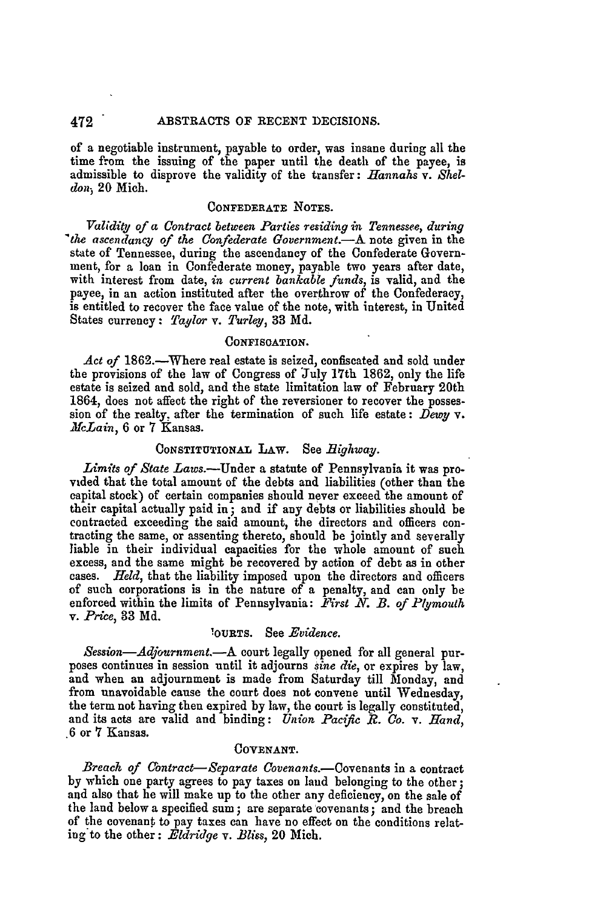of a negotiable instrument, payable to order, was insane during all the time from the issuing of the paper until the death of the payee, is admissible to disprove the validity of the transfer: *Hannahs* v. *Sheldon*, 20 Mich.

### CONFEDERATE NOTES.

*Validity of a Contract between Parties residing in Tennessee, during the ascendancy of the Confederate Government.*—A note given in the state of Tennessee, during the ascendancy of the Confederate Government, for a loan in Confederate money, payable two years after date, with interest from date, *in current bankable funds*, is valid, and the payee, in an action instituted after the overthrow of the Confederacy, is entitled to recover the face value of the note, with interest, in United States currency: *Taylor* v. *Turley*, 33 Md.

### CONFISCATION.

*Act of* 1862.—Where real estate is seized, confiscated and sold under the provisions of the law of Congress of July 17th 1862, only the life estate is seized and sold, and the state limitation law of February 20th 1864, does not affect the right of the reversioner to recover the possession of the realty, after the termination of such life estate: *Dewy* v. *McLain*, 6 or 7 Kansas.

### CONSTITUTIONAL LAW. See *Highway*.

*Limits of State Laws.*—Under a statute of Pennsylvania it was provided that the total amount of the debts and liabilities (other than the capital stock) of certain companies should never exceed the amount of their capital actually paid in; and if any debts or liabilities should be contracted exceeding the said amount, the directors and officers contracting the same, or assenting thereto, should be jointly and severally liable in their individual capacities for the whole amount of such excess, and the same might be recovered by action of debt as in other cases. *Held*, that the liability imposed upon the directors and officers of such corporations is in the nature of a penalty, and can only be enforced within the limits of Pennsylvania: *First N. B. of Plymouth* v. *Price*, 33 Md.

### COURTS. See *Evidence*.

*Session—Adjournment.*—A court legally opened for all general purposes continues in session until it adjourns *sine die*, or expires by law, and when an adjournment is made from Saturday till Monday, and from unavoidable cause the court does not convene until Wednesday, the term not having then expired by law, the court is legally constituted, and its acts are valid and binding: *Union Pacific R. Co.* v. *Hand*, 6 or 7 Kansas.

### COVENANT.

*Breach of Contract—Separate Covenants.*—Covenants in a contract by which one party agrees to pay taxes on land belonging to the other; and also that he will make up to the other any deficiency, on the sale of the land below a specified sum; are separate covenants; and the breach of the covenant to pay taxes can have no effect on the conditions relating to the other: *Eldridge* v. *Bliss*, 20 Mich.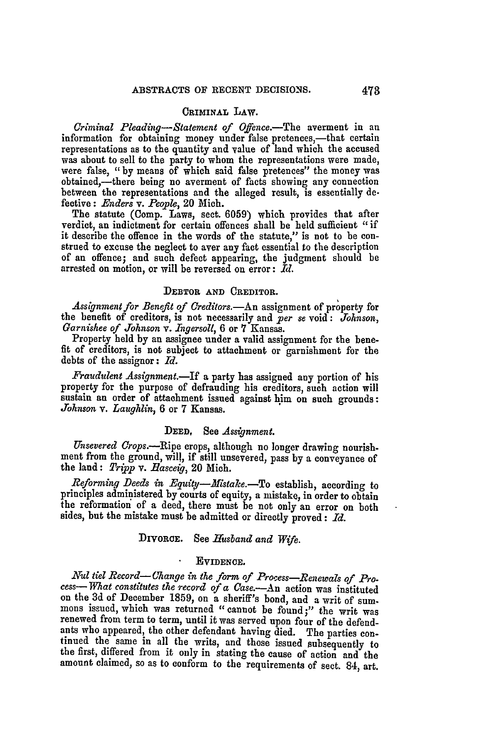## CRIMINAL LAW.

*Criminal Pleading—Statement of Offence.*—The averment in an information for obtaining money under false pretences,—that certain representations as to the quantity and value of land which the accused was about to sell to the party to whom the representations were made, were false, "by means of which said false pretences" the money was obtained,—there being no averment of facts showing any connection between the representations and the alleged result, is essentially defective: *Enders* v. *People*, 20 Mich.

The statute (Comp. Laws, sect. 6059) which provides that after verdict, an indictment for certain offences shall be held sufficient "if it describe the offence in the words of the statute," is not to be construed to excuse the neglect to aver any fact essential to the description of an offence; and such defect appearing, the judgment should be arrested on motion, or will be reversed on error: *Id.*

## DEBTOR AND CREDITOR.

*Assignment for Benefit of Creditors.*—An assignment of property for the benefit of creditors, is not necessarily and *per se* void: *Johnson, Garnishee of Johnson* v. *Ingersoll*, 6 or 7 Kansas.

Property held by an assignee under a valid assignment for the benefit of creditors, is not subject to attachment or garnishment for the debts of the assignor: *Id.*

*Fraudulent Assignment.*—If a party has assigned any portion of his property for the purpose of defrauding his creditors, such action will sustain an order of attachment issued against him on such grounds: *Johnson* v. *Laughlin*, 6 or 7 Kansas.

## DEED. See *Assignment.*

*Unsevered Crops.*—Ripe crops, although no longer drawing nourishment from the ground, will, if still unsevered, pass by a conveyance of the land: *Tripp* v. *Hasceig*, 20 Mich.

*Reforming Deeds in Equity—Mistake.*—To establish, according to principles administered by courts of equity, a mistake, in order to obtain the reformation of a deed, there must be not only an error on both sides, but the mistake must be admitted or directly proved: *Id.*

## DIVORCE. See *Husband and Wife.*

## EVIDENCE.

*Nul tiel Record—Change in the form of Process—Renewals of Process—What constitutes the record of a Case.*—An action was instituted on the 3d of December 1859, on a sheriff's bond, and a writ of summons issued, which was returned "cannot be found;" the writ was renewed from term to term, until it was served upon four of the defendants who appeared, the other defendant having died. The parties continued the same in all the writs, and those issued subsequently to the first, differed from it only in stating the cause of action and the amount claimed, so as to conform to the requirements of sect. 84, art.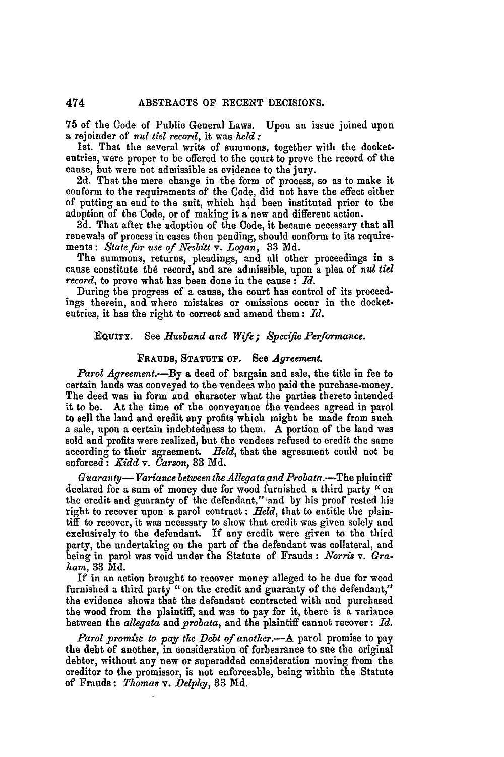75 of the Code of Public General Laws. Upon an issue joined upon a rejoinder of *nul tiel record*, it was *held:*

1st. That the several writs of summons, together with the docket-entries, were proper to be offered to the court to prove the record of the cause, but were not admissible as evidence to the jury.

2d. That the mere change in the form of process, so as to make it conform to the requirements of the Code, did not have the effect either of putting an end to the suit, which had been instituted prior to the adoption of the Code, or of making it a new and different action.

3d. That after the adoption of the Code, it became necessary that all renewals of process in cases then pending, should conform to its requirements: *State for use of Nesbitt* v. *Logan*, 33 Md.

The summons, returns, pleadings, and all other proceedings in a cause constitute the record, and are admissible, upon a plea of *nul tiel record*, to prove what has been done in the cause: *Id.*

During the progress of a cause, the court has control of its proceedings therein, and where mistakes or omissions occur in the docket-entries, it has the right to correct and amend them: *Id.*

EQUITY. See *Husband and Wife; Specific Performance.*

FRAUDS, STATUTE OF. See *Agreement.*

*Parol Agreement.*—By a deed of bargain and sale, the title in fee to certain lands was conveyed to the vendees who paid the purchase-money. The deed was in form and character what the parties thereto intended it to be. At the time of the conveyance the vendees agreed in parol to sell the land and credit any profits which might be made from such a sale, upon a certain indebtedness to them. A portion of the land was sold and profits were realized, but the vendees refused to credit the same according to their agreement. *Held*, that the agreement could not be enforced: *Kidd* v. *Carson*, 33 Md.

*Guaranty—Variance between the Allegata and Probata.*—The plaintiff declared for a sum of money due for wood furnished a third party "on the credit and guaranty of the defendant," and by his proof rested his right to recover upon a parol contract: *Held*, that to entitle the plaintiff to recover, it was necessary to show that credit was given solely and exclusively to the defendant. If any credit were given to the third party, the undertaking on the part of the defendant was collateral, and being in parol was void under the Statute of Frauds: *Norris* v. *Graham*, 33 Md.

If in an action brought to recover money alleged to be due for wood furnished a third party "on the credit and guaranty of the defendant," the evidence shows that the defendant contracted with and purchased the wood from the plaintiff, and was to pay for it, there is a variance between the *allegata* and *probata*, and the plaintiff cannot recover: *Id.*

*Parol promise to pay the Debt of another.*—A parol promise to pay the debt of another, in consideration of forbearance to sue the original debtor, without any new or superadded consideration moving from the creditor to the promissor, is not enforceable, being within the Statute of Frauds: *Thomas* v. *Delphy*, 33 Md.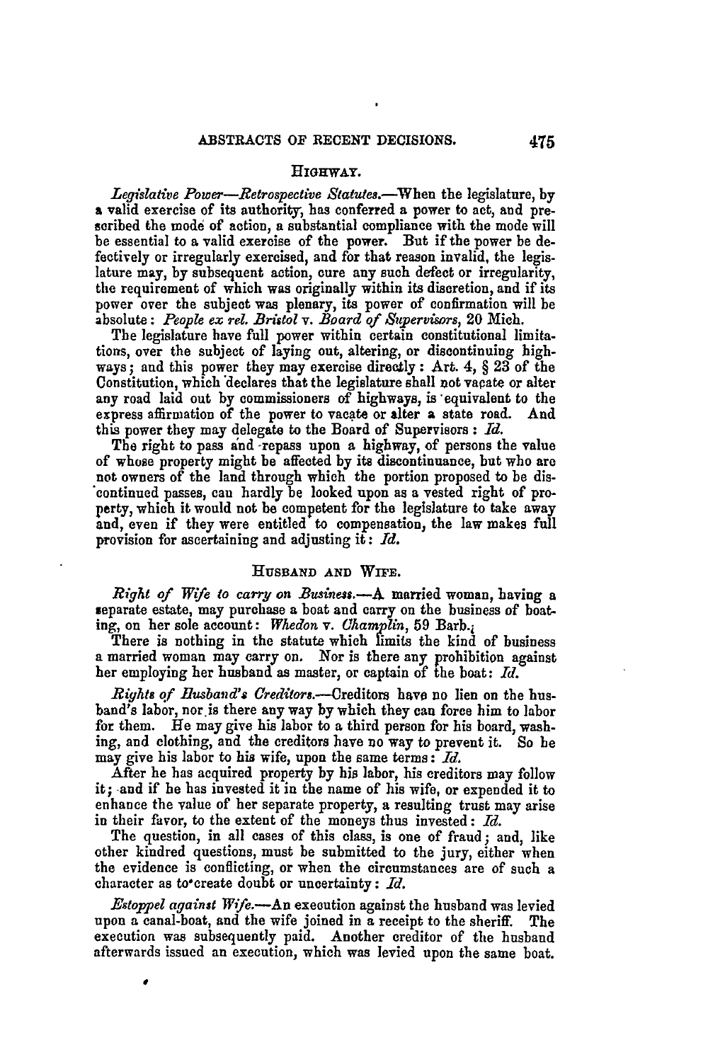## HIGHWAY.

*Legislative Power—Retrospective Statutes.*—When the legislature, by a valid exercise of its authority, has conferred a power to act, and prescribed the mode of action, a substantial compliance with the mode will be essential to a valid exercise of the power. But if the power be defectively or irregularly exercised, and for that reason invalid, the legislature may, by subsequent action, cure any such defect or irregularity, the requirement of which was originally within its discretion, and if its power over the subject was plenary, its power of confirmation will be absolute: *People ex rel. Bristol* v. *Board of Supervisors*, 20 Mich.

The legislature have full power within certain constitutional limitations, over the subject of laying out, altering, or discontinuing highways; and this power they may exercise directly: Art. 4, § 23 of the Constitution, which declares that the legislature shall not vacate or alter any road laid out by commissioners of highways, is equivalent to the express affirmation of the power to vacate or alter a state road. And this power they may delegate to the Board of Supervisors: *Id.*

The right to pass and repass upon a highway, of persons the value of whose property might be affected by its discontinuance, but who are not owners of the land through which the portion proposed to be discontinued passes, can hardly be looked upon as a vested right of property, which it would not be competent for the legislature to take away and, even if they were entitled to compensation, the law makes full provision for ascertaining and adjusting it: *Id.*

## HUSBAND AND WIFE.

*Right of Wife to carry on Business.*—A married woman, having a separate estate, may purchase a boat and carry on the business of boating, on her sole account: *Whedon* v. *Champlin*, 59 Barb.

There is nothing in the statute which limits the kind of business a married woman may carry on. Nor is there any prohibition against her employing her husband as master, or captain of the boat: *Id.*

*Rights of Husband's Creditors.*—Creditors have no lien on the husband's labor, nor is there any way by which they can force him to labor for them. He may give his labor to a third person for his board, washing, and clothing, and the creditors have no way to prevent it. So he may give his labor to his wife, upon the same terms: *Id.*

After he has acquired property by his labor, his creditors may follow it; and if he has invested it in the name of his wife, or expended it to enhance the value of her separate property, a resulting trust may arise in their favor, to the extent of the moneys thus invested: *Id.*

The question, in all cases of this class, is one of fraud; and, like other kindred questions, must be submitted to the jury, either when the evidence is conflicting, or when the circumstances are of such a character as to create doubt or uncertainty: *Id.*

*Estoppel against Wife.*—An execution against the husband was levied upon a canal-boat, and the wife joined in a receipt to the sheriff. The execution was subsequently paid. Another creditor of the husband afterwards issued an execution, which was levied upon the same boat.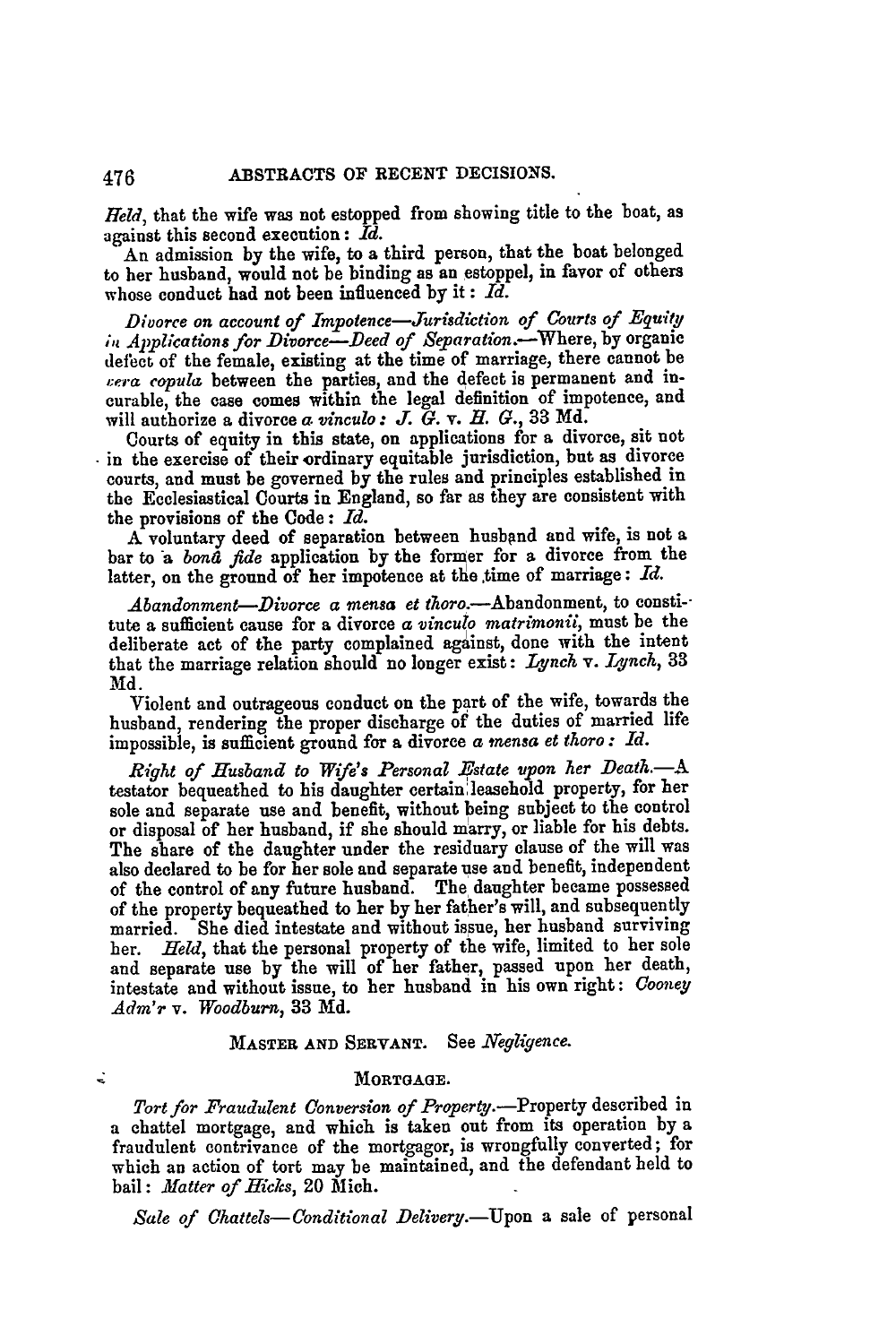*Held*, that the wife was not estopped from showing title to the boat, as against this second execution: *Id.*

An admission by the wife, to a third person, that the boat belonged to her husband, would not be binding as an estoppel, in favor of others whose conduct had not been influenced by it: *Id.*

*Divorce on account of Impotence—Jurisdiction of Courts of Equity in Applications for Divorce—Deed of Separation.*—Where, by organic defect of the female, existing at the time of marriage, there cannot be *vera copula* between the parties, and the defect is permanent and incurable, the case comes within the legal definition of impotence, and will authorize a divorce *a vinculo*: *J. G.* v. *H. G.*, 33 Md.

Courts of equity in this state, on applications for a divorce, sit not in the exercise of their ordinary equitable jurisdiction, but as divorce courts, and must be governed by the rules and principles established in the Ecclesiastical Courts in England, so far as they are consistent with the provisions of the Code: *Id.*

A voluntary deed of separation between husband and wife, is not a bar to a *bonâ fide* application by the former for a divorce from the latter, on the ground of her impotence at the time of marriage: *Id.*

*Abandonment—Divorce a mensa et thoro.*—Abandonment, to constitute a sufficient cause for a divorce *a vinculo matrimonii*, must be the deliberate act of the party complained against, done with the intent that the marriage relation should no longer exist: *Lynch* v. *Lynch*, 33 Md.

Violent and outrageous conduct on the part of the wife, towards the husband, rendering the proper discharge of the duties of married life impossible, is sufficient ground for a divorce *a mensa et thoro*: *Id.*

*Right of Husband to Wife's Personal Estate upon her Death.*—A testator bequeathed to his daughter certain leasehold property, for her sole and separate use and benefit, without being subject to the control or disposal of her husband, if she should marry, or liable for his debts. The share of the daughter under the residuary clause of the will was also declared to be for her sole and separate use and benefit, independent of the control of any future husband. The daughter became possessed of the property bequeathed to her by her father's will, and subsequently married. She died intestate and without issue, her husband surviving her. *Held*, that the personal property of the wife, limited to her sole and separate use by the will of her father, passed upon her death, intestate and without issue, to her husband in his own right: *Cooney Adm'r* v. *Woodburn*, 33 Md.

MASTER AND SERVANT. See *Negligence*.

### MORTGAGE.

*Tort for Fraudulent Conversion of Property.*—Property described in a chattel mortgage, and which is taken out from its operation by a fraudulent contrivance of the mortgagor, is wrongfully converted; for which an action of tort may be maintained, and the defendant held to bail: *Matter of Hicks*, 20 Mich.

*Sale of Chattels—Conditional Delivery.*—Upon a sale of personal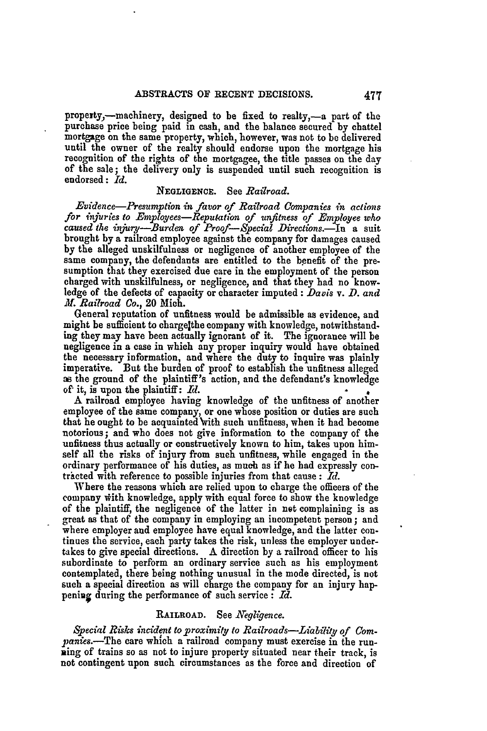property,—machinery, designed to be fixed to realty,—a part of the purchase price being paid in cash, and the balance secured by chattel mortgage on the same property, which, however, was not to be delivered until the owner of the realty should endorse upon the mortgage his recognition of the rights of the mortgagee, the title passes on the day of the sale; the delivery only is suspended until such recognition is endorsed: *Id.*

NEGLIGENCE. See *Railroad.*

*Evidence—Presumption in favor of Railroad Companies in actions for injuries to Employees—Reputation of unfitness of Employee who caused the injury—Burden of Proof—Special Directions.*—In a suit brought by a railroad employee against the company for damages caused by the alleged unskilfulness or negligence of another employee of the same company, the defendants are entitled to the benefit of the presumption that they exercised due care in the employment of the person charged with unskilfulness, or negligence, and that they had no knowledge of the defects of capacity or character imputed: *Davis* v. *D. and M. Railroad Co.*, 20 Mich.

General reputation of unfitness would be admissible as evidence, and might be sufficient to charge the company with knowledge, notwithstanding they may have been actually ignorant of it. The ignorance will be negligence in a case in which any proper inquiry would have obtained the necessary information, and where the duty to inquire was plainly imperative. But the burden of proof to establish the unfitness alleged as the ground of the plaintiff's action, and the defendant's knowledge of it, is upon the plaintiff: *Id.*

A railroad employee having knowledge of the unfitness of another employee of the same company, or one whose position or duties are such that he ought to be acquainted with such unfitness, when it had become notorious; and who does not give information to the company of the unfitness thus actually or constructively known to him, takes upon himself all the risks of injury from such unfitness, while engaged in the ordinary performance of his duties, as much as if he had expressly contracted with reference to possible injuries from that cause: *Id.*

Where the reasons which are relied upon to charge the officers of the company with knowledge, apply with equal force to show the knowledge of the plaintiff, the negligence of the latter in not complaining is as great as that of the company in employing an incompetent person; and where employer and employee have equal knowledge, and the latter continues the service, each party takes the risk, unless the employer undertakes to give special directions. A direction by a railroad officer to his subordinate to perform an ordinary service such as his employment contemplated, there being nothing unusual in the mode directed, is not such a special direction as will charge the company for an injury happening during the performance of such service: *Id.*

RAILROAD. See *Negligence.*

*Special Risks incident to proximity to Railroads—Liability of Companies.*—The care which a railroad company must exercise in the running of trains so as not to injure property situated near their track, is not contingent upon such circumstances as the force and direction of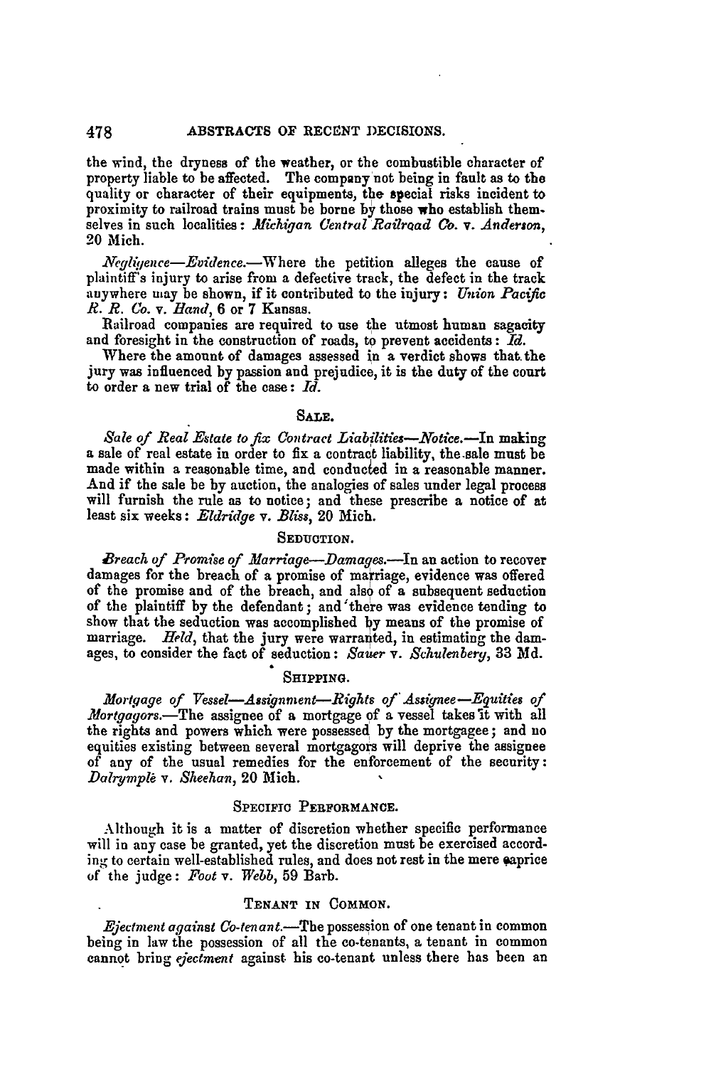the wind, the dryness of the weather, or the combustible character of property liable to be affected. The company not being in fault as to the quality or character of their equipments, the special risks incident to proximity to railroad trains must be borne by those who establish themselves in such localities: *Michigan Central Railroad Co.* v. *Anderson*, 20 Mich.

*Negligence—Evidence.*—Where the petition alleges the cause of plaintiff's injury to arise from a defective track, the defect in the track anywhere may be shown, if it contributed to the injury: *Union Pacific R. R. Co.* v. *Hand*, 6 or 7 Kansas.

Railroad companies are required to use the utmost human sagacity and foresight in the construction of roads, to prevent accidents: *Id.*

Where the amount of damages assessed in a verdict shows that the jury was influenced by passion and prejudice, it is the duty of the court to order a new trial of the case: *Id.*

## SALE.

*Sale of Real Estate to fix Contract Liabilities—Notice.*—In making a sale of real estate in order to fix a contract liability, the sale must be made within a reasonable time, and conducted in a reasonable manner. And if the sale be by auction, the analogies of sales under legal process will furnish the rule as to notice; and these prescribe a notice of at least six weeks: *Eldridge* v. *Bliss*, 20 Mich.

## SEDUCTION.

*Breach of Promise of Marriage—Damages.*—In an action to recover damages for the breach of a promise of marriage, evidence was offered of the promise and of the breach, and also of a subsequent seduction of the plaintiff by the defendant; and there was evidence tending to show that the seduction was accomplished by means of the promise of marriage. *Held*, that the jury were warranted, in estimating the damages, to consider the fact of seduction: *Sauer* v. *Schulenberg*, 33 Md.

## SHIPPING.

*Mortgage of Vessel—Assignment—Rights of Assignee—Equities of Mortgagors.*—The assignee of a mortgage of a vessel takes it with all the rights and powers which were possessed by the mortgagee; and no equities existing between several mortgagors will deprive the assignee of any of the usual remedies for the enforcement of the security: *Dalrymple* v. *Sheehan*, 20 Mich.

## SPECIFIC PERFORMANCE.

Although it is a matter of discretion whether specific performance will in any case be granted, yet the discretion must be exercised according to certain well-established rules, and does not rest in the mere caprice of the judge: *Foot* v. *Webb*, 59 Barb.

## TENANT IN COMMON.

*Ejectment against Co-tenant.*—The possession of one tenant in common being in law the possession of all the co-tenants, a tenant in common cannot bring *ejectment* against his co-tenant unless there has been an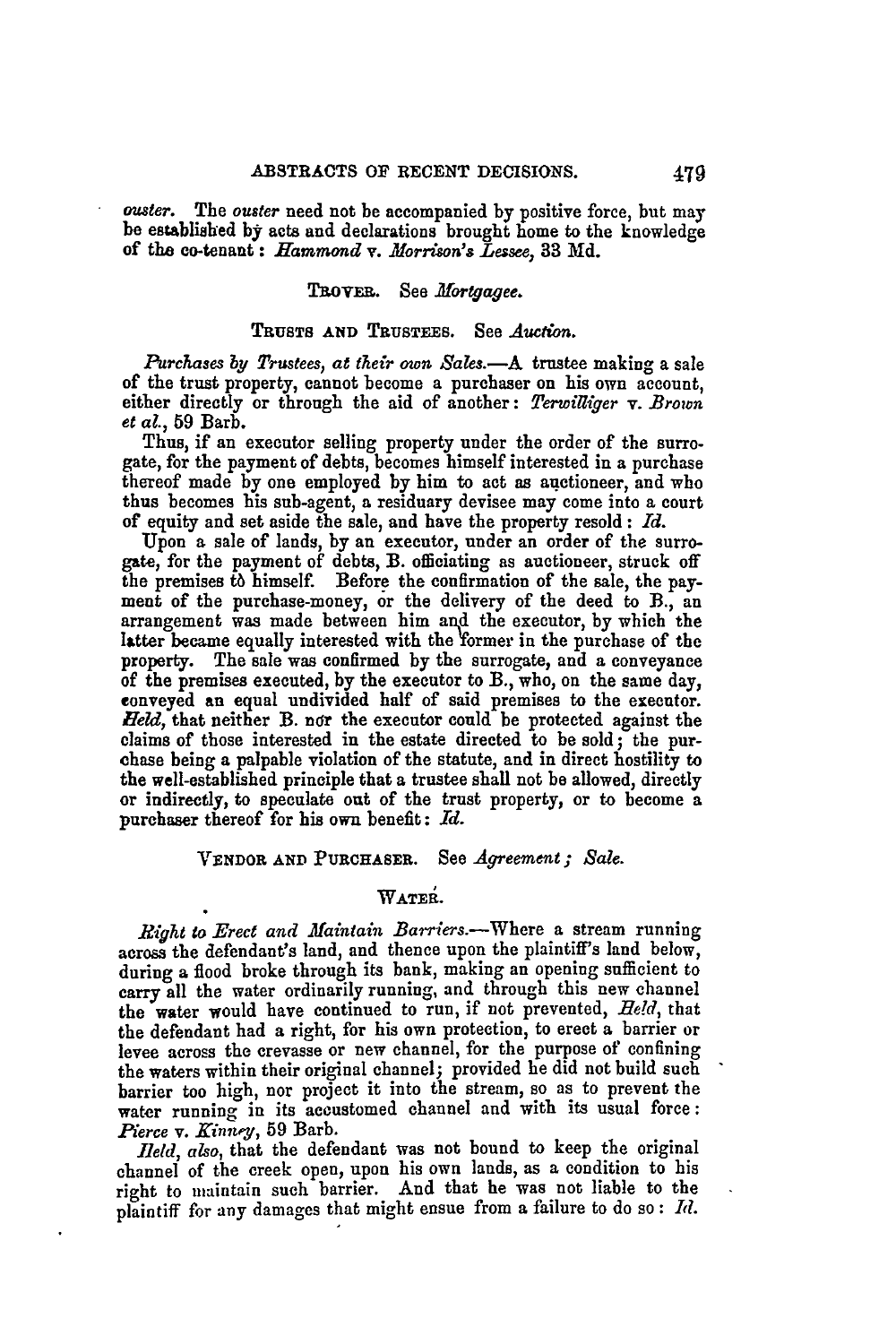*ouster.* The *ouster* need not be accompanied by positive force, but may be established by acts and declarations brought home to the knowledge of the co-tenant: *Hammond* v. *Morrison's Lessee*, 33 Md.

TROVER. See *Mortgagee.*

TRUSTS AND TRUSTEES. See *Auction.*

*Purchases by Trustees, at their own Sales.*—A trustee making a sale of the trust property, cannot become a purchaser on his own account, either directly or through the aid of another: *Terwilliger* v. *Brown et al.*, 59 Barb.

Thus, if an executor selling property under the order of the surrogate, for the payment of debts, becomes himself interested in a purchase thereof made by one employed by him to act as auctioneer, and who thus becomes his sub-agent, a residuary devisee may come into a court of equity and set aside the sale, and have the property resold: *Id.*

Upon a sale of lands, by an executor, under an order of the surrogate, for the payment of debts, B. officiating as auctioneer, struck off the premises to himself. Before the confirmation of the sale, the payment of the purchase-money, or the delivery of the deed to B., an arrangement was made between him and the executor, by which the latter became equally interested with the former in the purchase of the property. The sale was confirmed by the surrogate, and a conveyance of the premises executed, by the executor to B., who, on the same day, conveyed an equal undivided half of said premises to the executor. *Held*, that neither B. nor the executor could be protected against the claims of those interested in the estate directed to be sold; the purchase being a palpable violation of the statute, and in direct hostility to the well-established principle that a trustee shall not be allowed, directly or indirectly, to speculate out of the trust property, or to become a purchaser thereof for his own benefit: *Id.*

VENDOR AND PURCHASER. See *Agreement; Sale.*

WATER.

*Right to Erect and Maintain Barriers.*—Where a stream running across the defendant's land, and thence upon the plaintiff's land below, during a flood broke through its bank, making an opening sufficient to carry all the water ordinarily running, and through this new channel the water would have continued to run, if not prevented, *Held*, that the defendant had a right, for his own protection, to erect a barrier or levee across the crevasse or new channel, for the purpose of confining the waters within their original channel; provided he did not build such barrier too high, nor project it into the stream, so as to prevent the water running in its accustomed channel and with its usual force: *Pierce* v. *Kinney*, 59 Barb.

*Held, also*, that the defendant was not bound to keep the original channel of the creek open, upon his own lands, as a condition to his right to maintain such barrier. And that he was not liable to the plaintiff for any damages that might ensue from a failure to do so: *Id.*